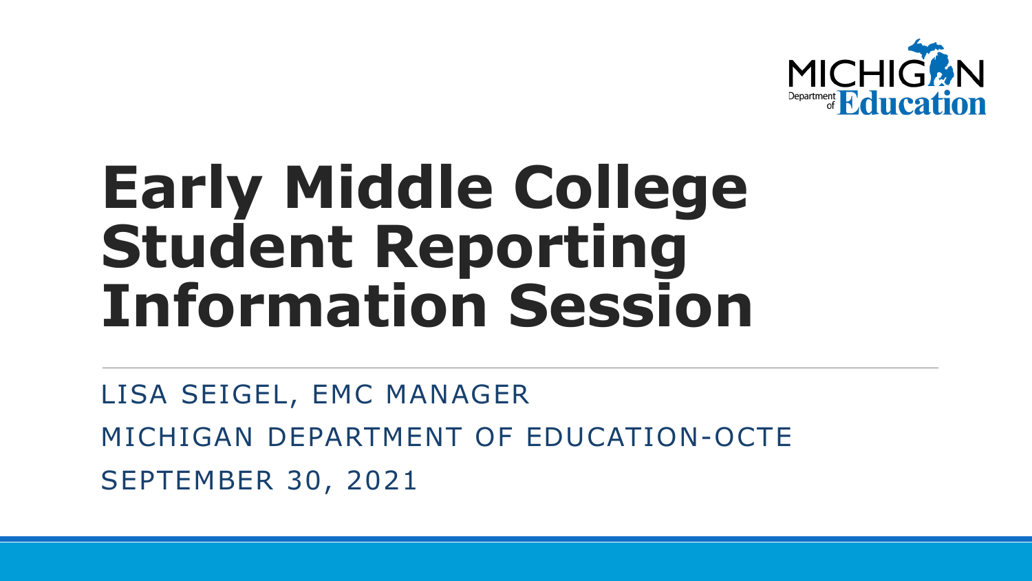MICHIGAN Department of Education

# Early Middle College Student Reporting Information Session

LISA SEIGEL, EMC MANAGER

MICHIGAN DEPARTMENT OF EDUCATION-OCTE

SEPTEMBER 30, 2021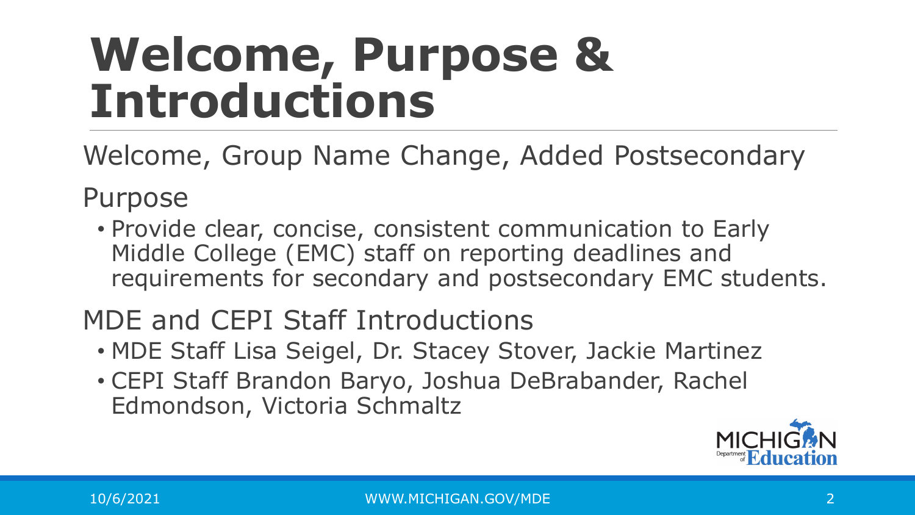# Welcome, Purpose & Introductions

Welcome, Group Name Change, Added Postsecondary

Purpose

- Provide clear, concise, consistent communication to Early Middle College (EMC) staff on reporting deadlines and requirements for secondary and postsecondary EMC students.

MDE and CEPI Staff Introductions

- MDE Staff Lisa Seigel, Dr. Stacey Stover, Jackie Martinez
- CEPI Staff Brandon Baryo, Joshua DeBrabander, Rachel Edmondson, Victoria Schmaltz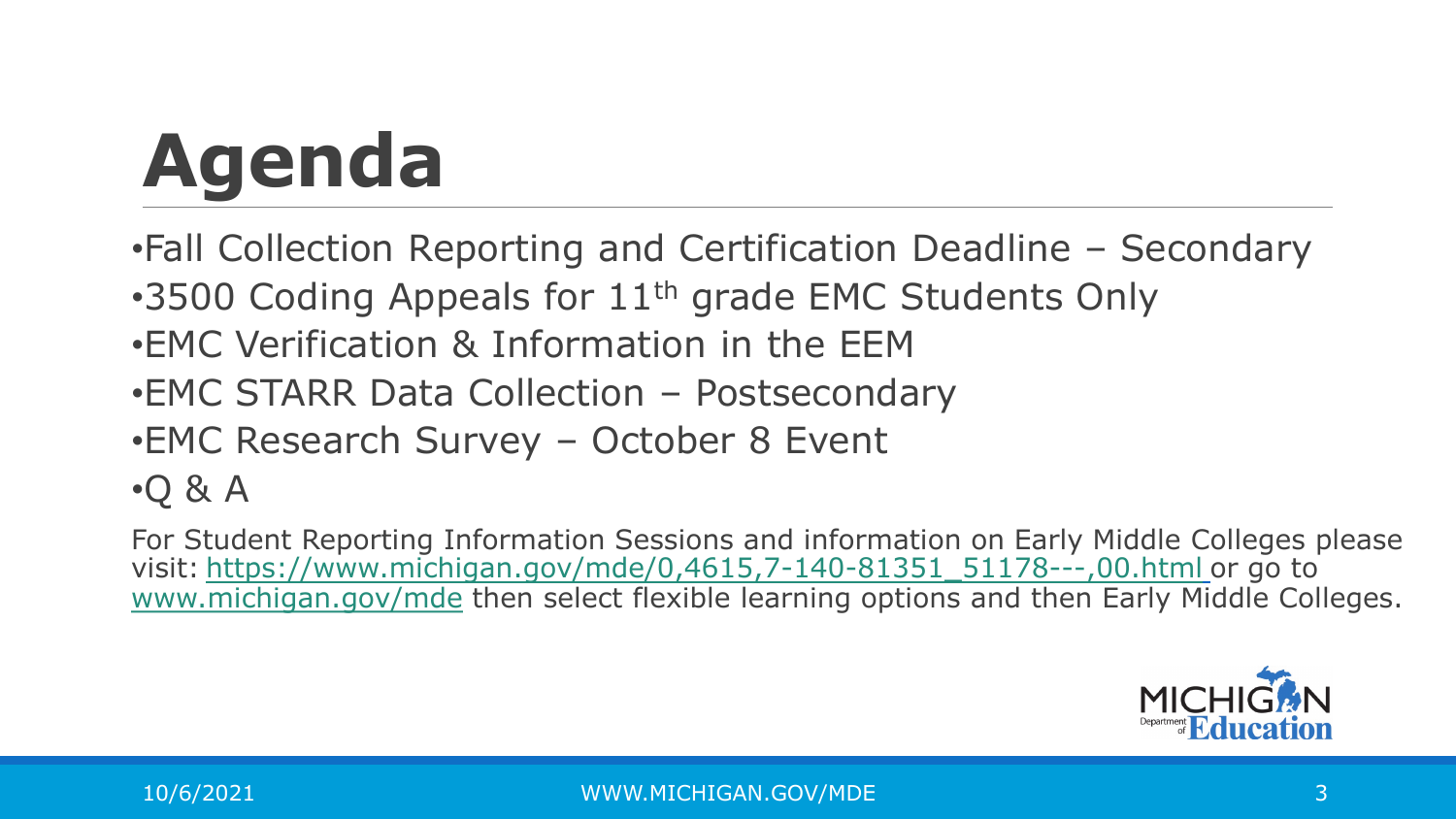# Agenda

- Fall Collection Reporting and Certification Deadline – Secondary
- 3500 Coding Appeals for 11th grade EMC Students Only
- EMC Verification & Information in the EEM
- EMC STARR Data Collection – Postsecondary
- EMC Research Survey – October 8 Event
- Q & A

For Student Reporting Information Sessions and information on Early Middle Colleges please visit: [https://www.michigan.gov/mde/0,4615,7-140-81351_51178---,00.html](https://www.michigan.gov/mde/0,4615,7-140-81351_51178---,00.html) or go to [www.michigan.gov/mde](www.michigan.gov/mde) then select flexible learning options and then Early Middle Colleges.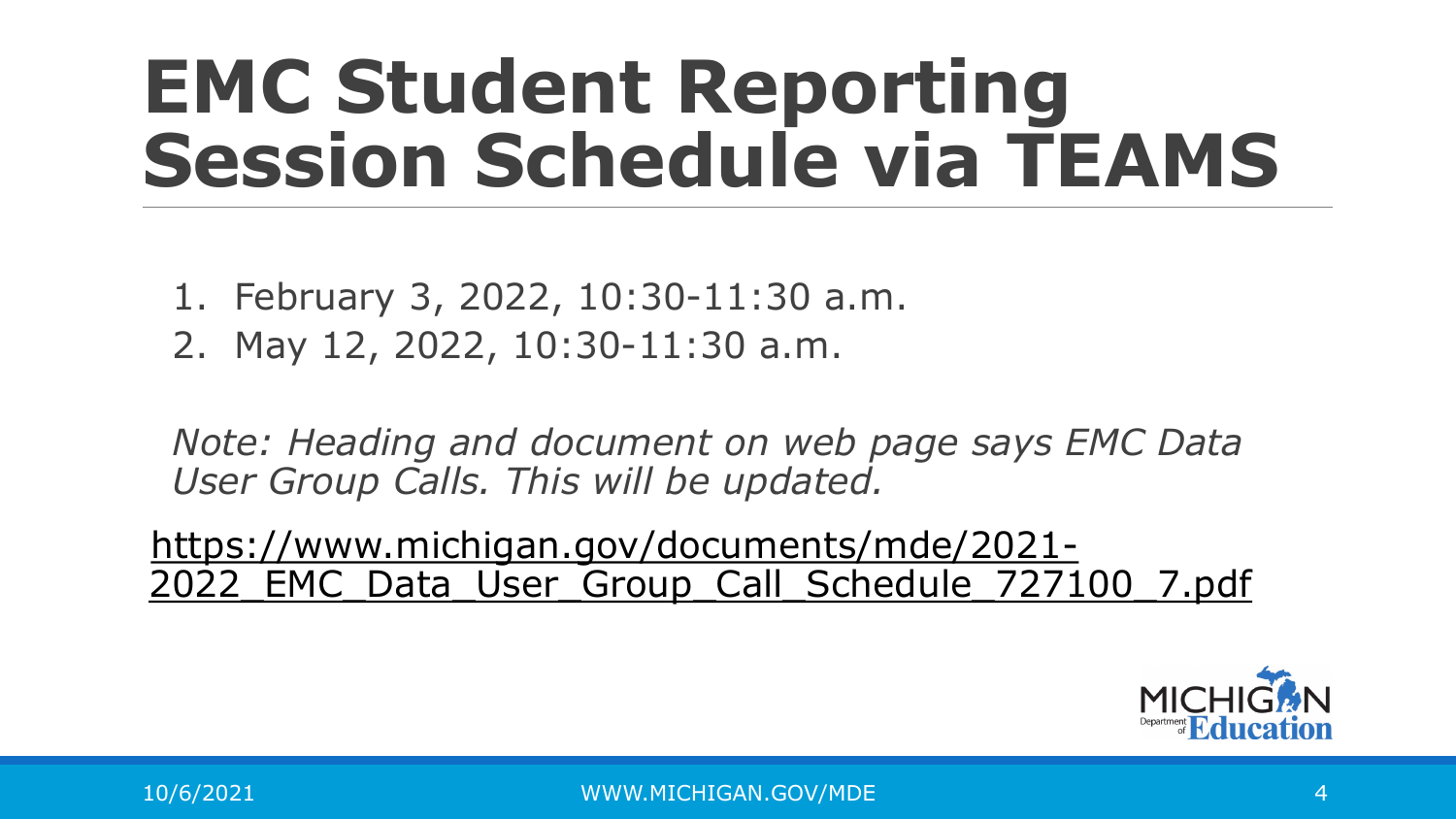# EMC Student Reporting Session Schedule via TEAMS

1. February 3, 2022, 10:30-11:30 a.m.
2. May 12, 2022, 10:30-11:30 a.m.

*Note: Heading and document on web page says EMC Data User Group Calls. This will be updated.*

https://www.michigan.gov/documents/mde/2021-2022_EMC_Data_User_Group_Call_Schedule_727100_7.pdf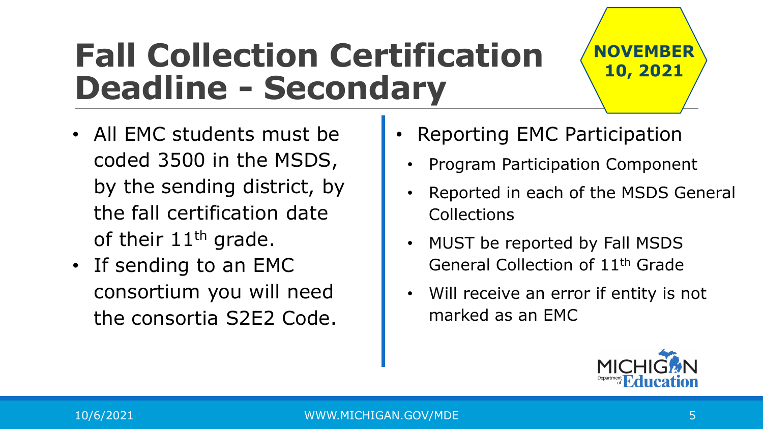# Fall Collection Certification Deadline - Secondary

**NOVEMBER 10, 2021**

- All EMC students must be coded 3500 in the MSDS, by the sending district, by the fall certification date of their 11th grade.
- If sending to an EMC consortium you will need the consortia S2E2 Code.

- Reporting EMC Participation
  - Program Participation Component
  - Reported in each of the MSDS General Collections
  - MUST be reported by Fall MSDS General Collection of 11th Grade
  - Will receive an error if entity is not marked as an EMC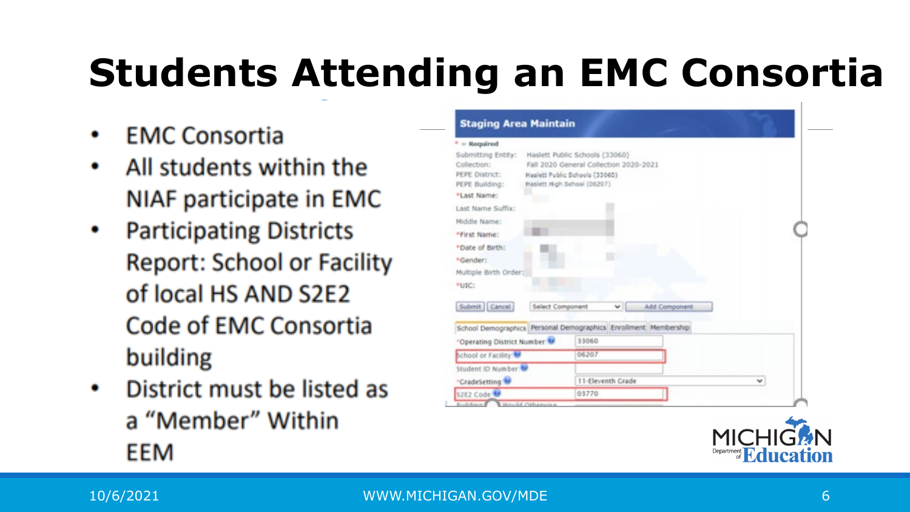# Students Attending an EMC Consortia

- EMC Consortia
- All students within the NIAF participate in EMC
- Participating Districts Report: School or Facility of local HS AND S2E2 Code of EMC Consortia building
- District must be listed as a "Member" Within EEM

**Staging Area Maintain**

* = Required

Submitting Entity: Haslett Public Schools (33060)
Collection: Fall 2020 General Collection 2020-2021
PEPE District: Haslett Public Schools (33060)
PEPE Building: Haslett High School (06207)
*Last Name:
Last Name Suffix:
Middle Name:
*First Name:
*Date of Birth:
*Gender:
Multiple Birth Order:
*UIC:

Submit | Cancel | Select Component | Add Component

School Demographics | Personal Demographics | Enrollment | Membership

| Field | Value |
| --- | --- |
| *Operating District Number | 33060 |
| School or Facility | 06207 |
| Student ID Number | |
| *GradeSetting | 11-Eleventh Grade |
| S2E2 Code | 03770 |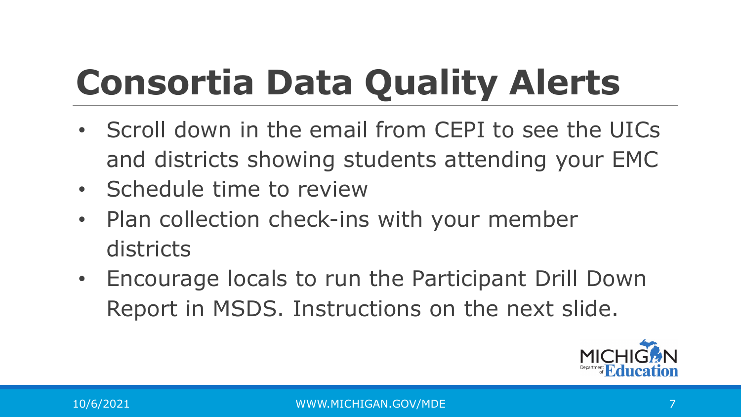# Consortia Data Quality Alerts

- Scroll down in the email from CEPI to see the UICs and districts showing students attending your EMC
- Schedule time to review
- Plan collection check-ins with your member districts
- Encourage locals to run the Participant Drill Down Report in MSDS. Instructions on the next slide.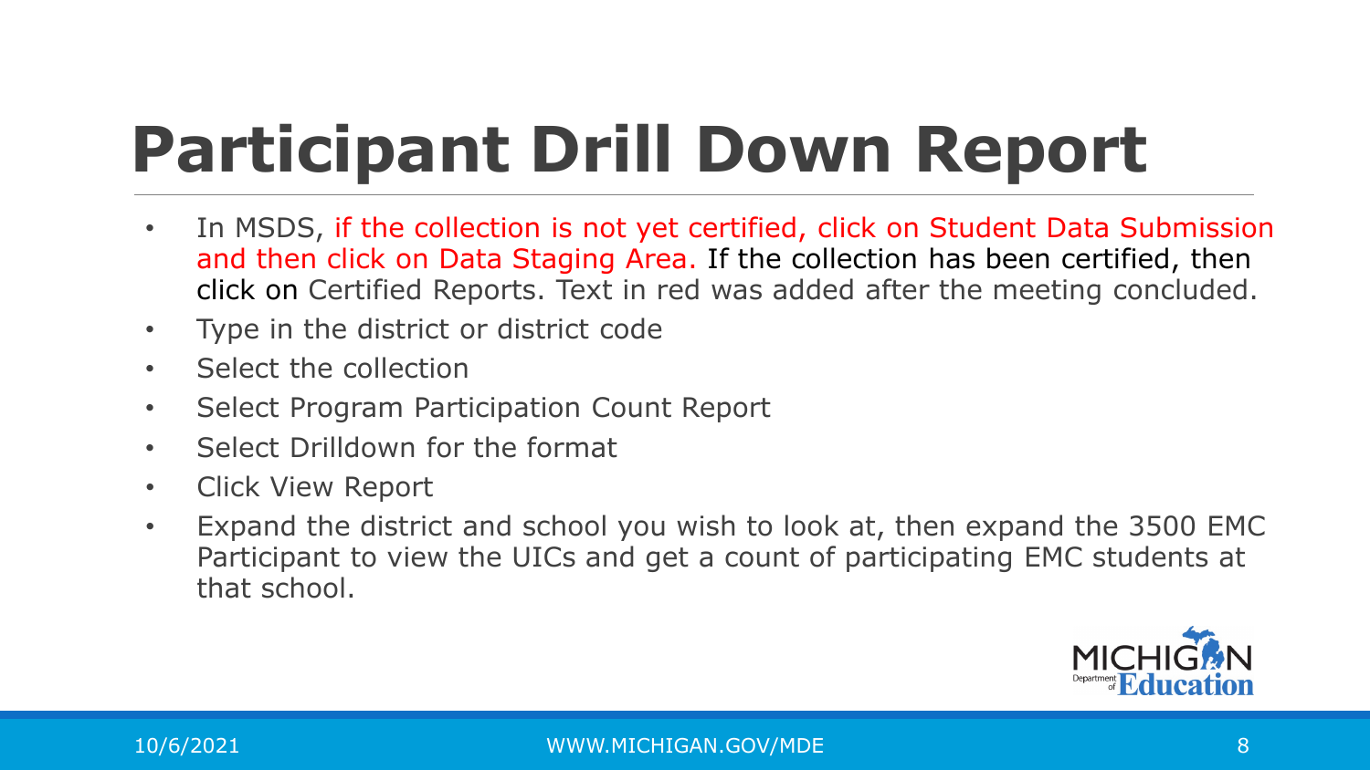# Participant Drill Down Report

- In MSDS, if the collection is not yet certified, click on Student Data Submission and then click on Data Staging Area. If the collection has been certified, then click on Certified Reports. Text in red was added after the meeting concluded.
- Type in the district or district code
- Select the collection
- Select Program Participation Count Report
- Select Drilldown for the format
- Click View Report
- Expand the district and school you wish to look at, then expand the 3500 EMC Participant to view the UICs and get a count of participating EMC students at that school.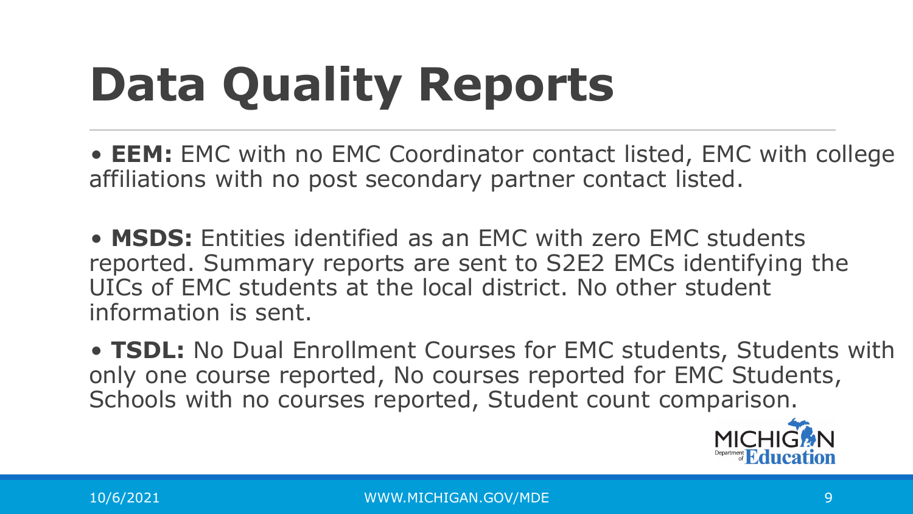# Data Quality Reports

- **EEM:** EMC with no EMC Coordinator contact listed, EMC with college affiliations with no post secondary partner contact listed.

- **MSDS:** Entities identified as an EMC with zero EMC students reported. Summary reports are sent to S2E2 EMCs identifying the UICs of EMC students at the local district. No other student information is sent.

- **TSDL:** No Dual Enrollment Courses for EMC students, Students with only one course reported, No courses reported for EMC Students, Schools with no courses reported, Student count comparison.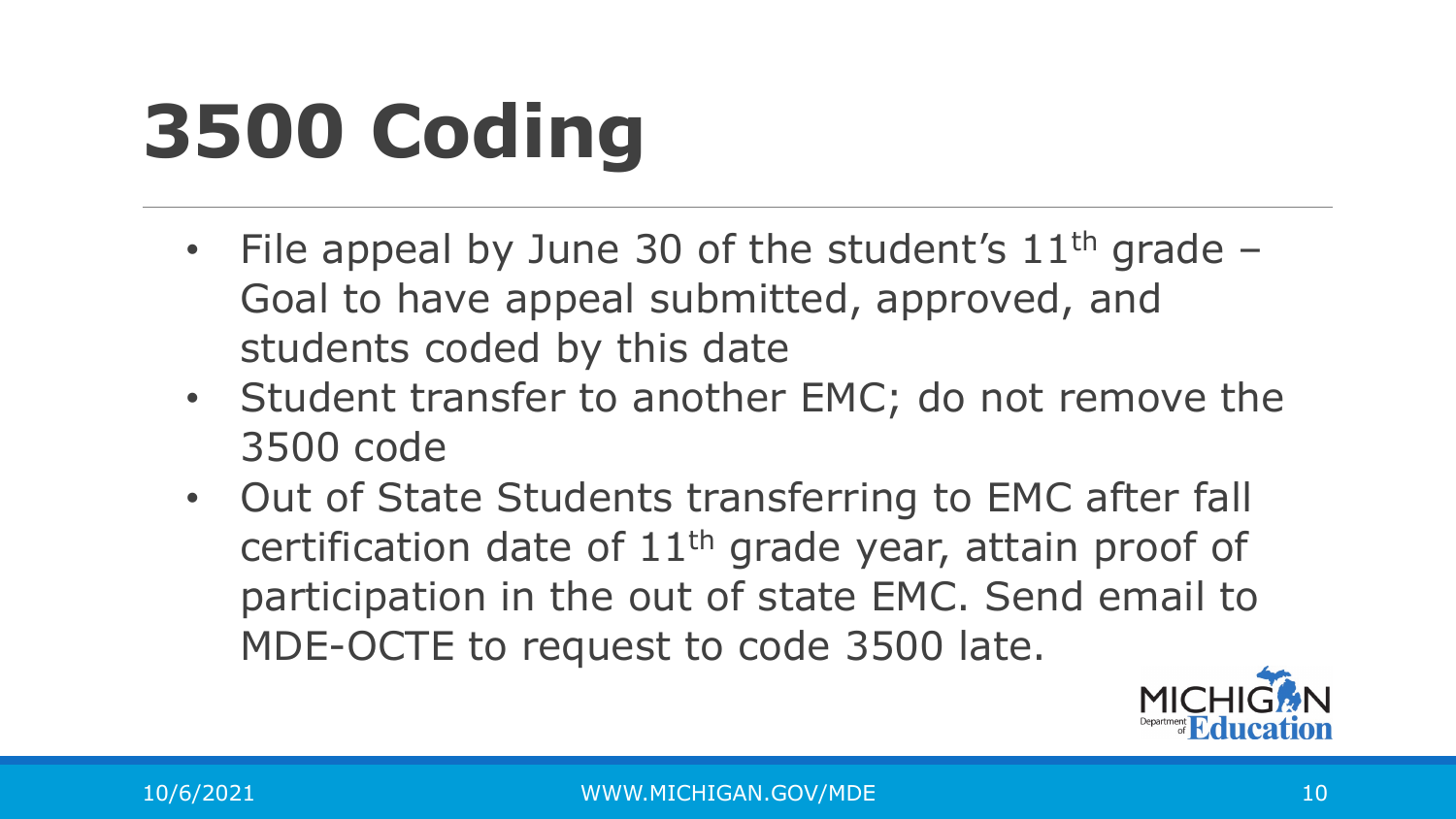# 3500 Coding

- File appeal by June 30 of the student's 11th grade – Goal to have appeal submitted, approved, and students coded by this date
- Student transfer to another EMC; do not remove the 3500 code
- Out of State Students transferring to EMC after fall certification date of 11th grade year, attain proof of participation in the out of state EMC. Send email to MDE-OCTE to request to code 3500 late.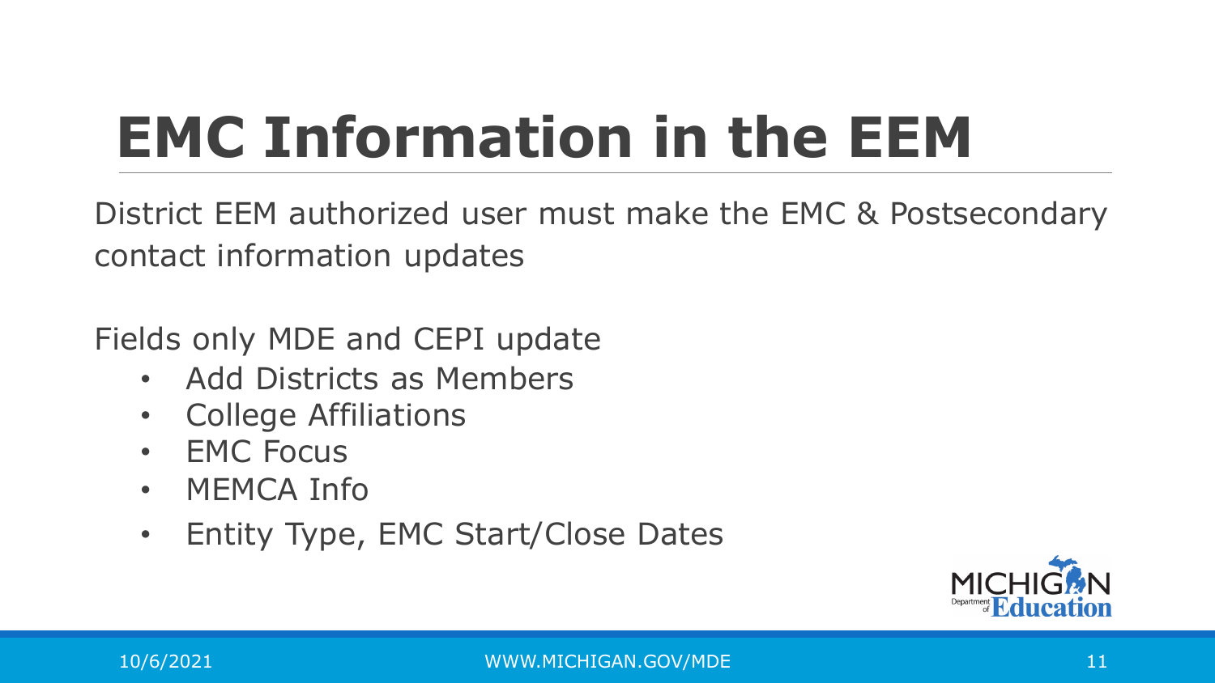# EMC Information in the EEM

District EEM authorized user must make the EMC & Postsecondary contact information updates

Fields only MDE and CEPI update

- Add Districts as Members
- College Affiliations
- EMC Focus
- MEMCA Info
- Entity Type, EMC Start/Close Dates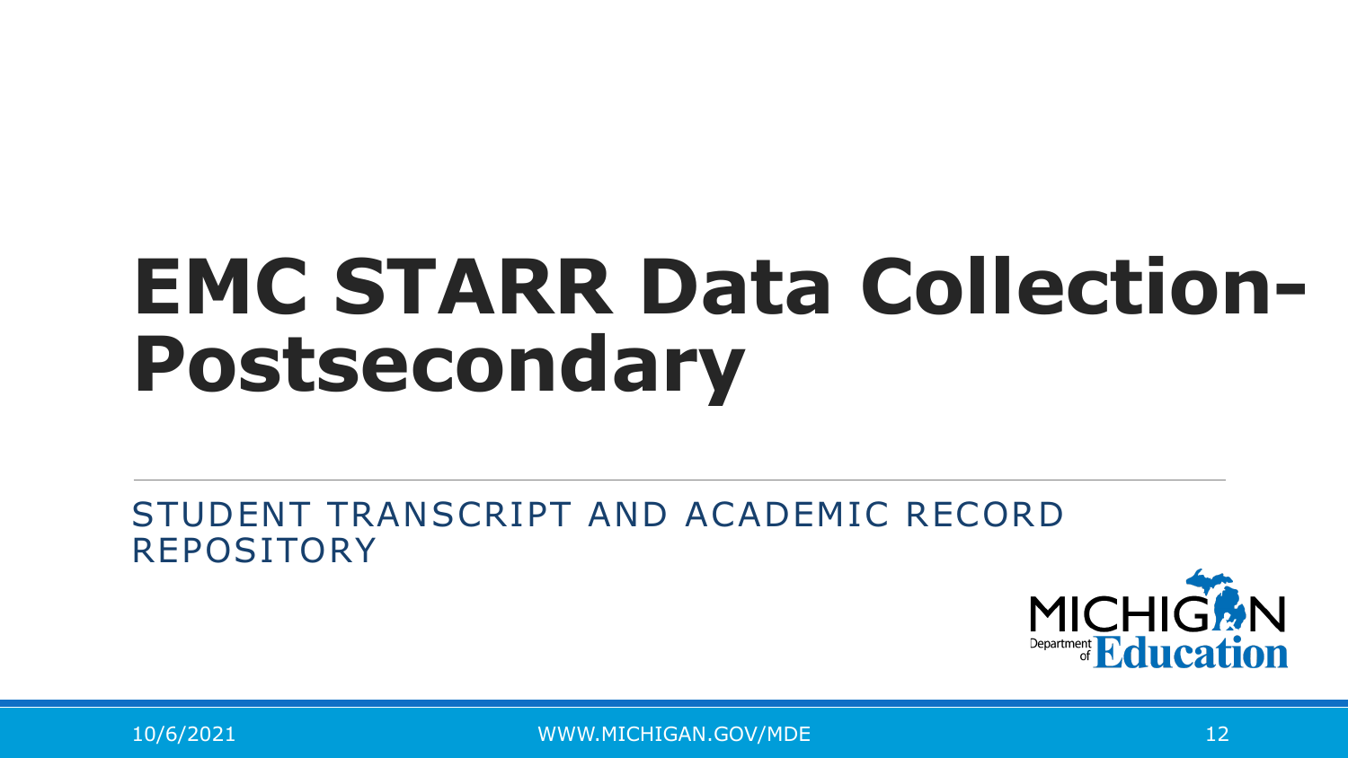# EMC STARR Data Collection- Postsecondary

STUDENT TRANSCRIPT AND ACADEMIC RECORD REPOSITORY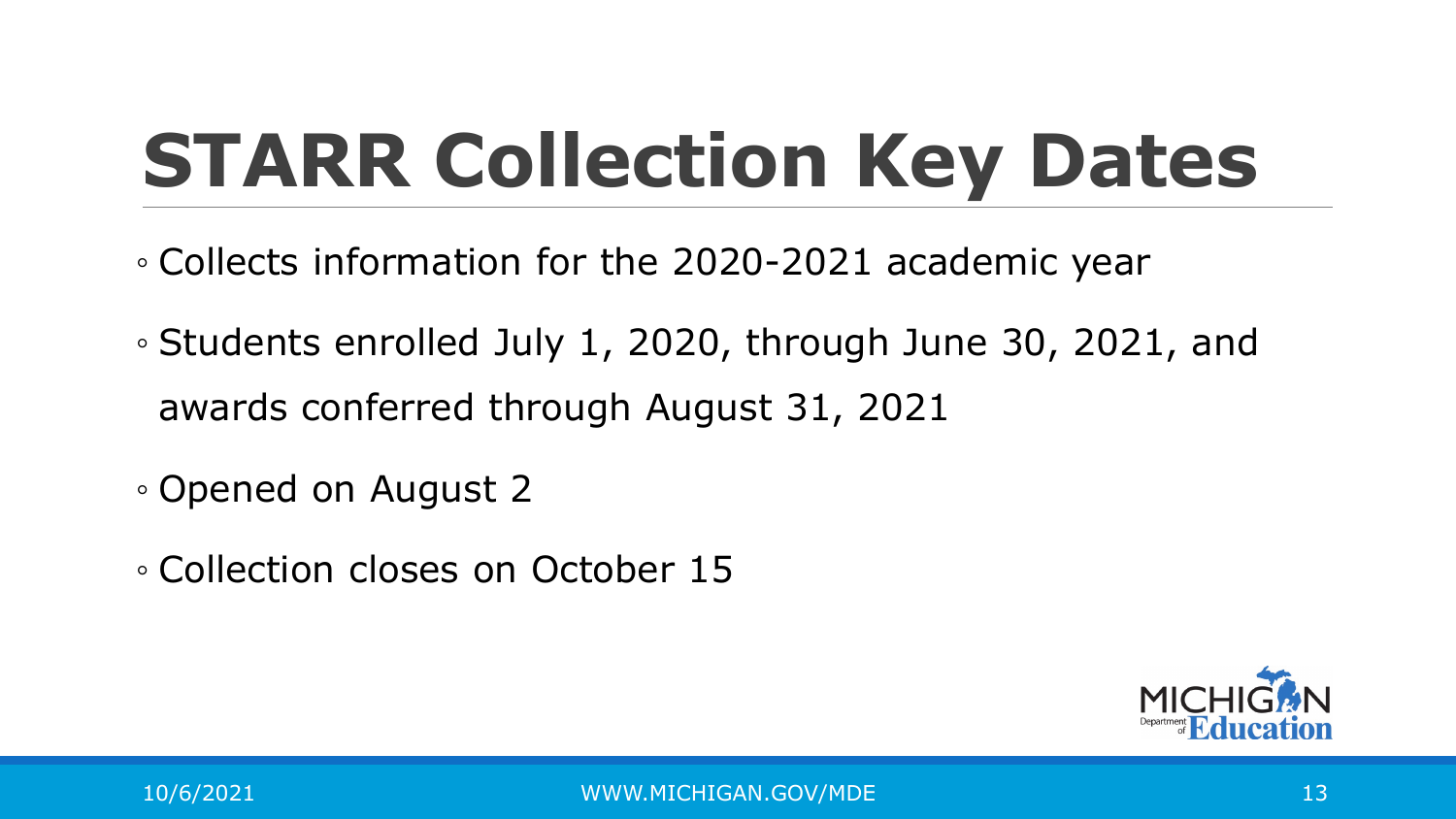# STARR Collection Key Dates

- Collects information for the 2020-2021 academic year
- Students enrolled July 1, 2020, through June 30, 2021, and awards conferred through August 31, 2021
- Opened on August 2
- Collection closes on October 15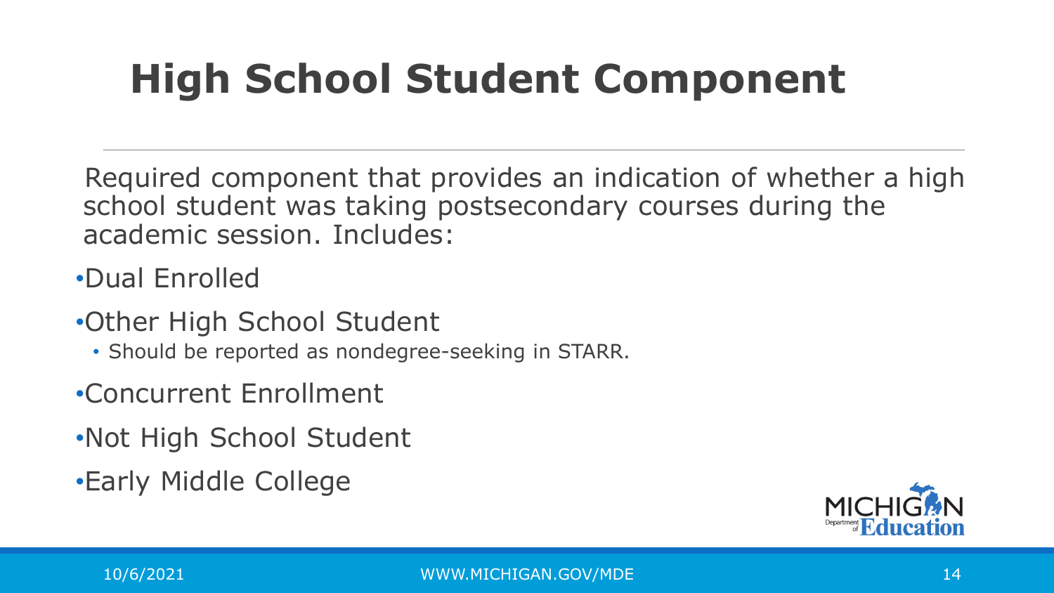# High School Student Component

Required component that provides an indication of whether a high school student was taking postsecondary courses during the academic session. Includes:

- Dual Enrolled
- Other High School Student
  - Should be reported as nondegree-seeking in STARR.
- Concurrent Enrollment
- Not High School Student
- Early Middle College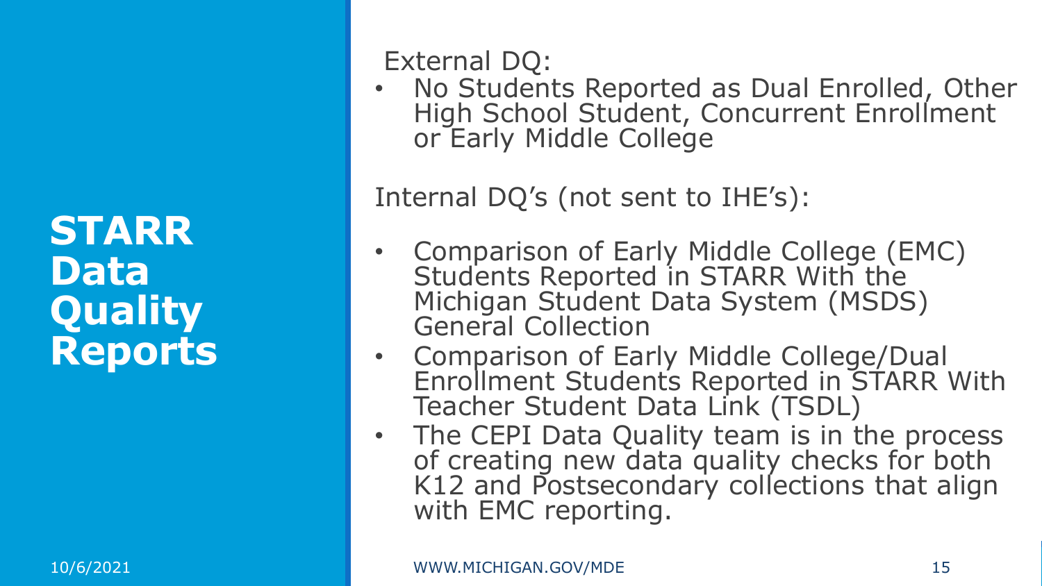# STARR Data Quality Reports

External DQ:

- No Students Reported as Dual Enrolled, Other High School Student, Concurrent Enrollment or Early Middle College

Internal DQ's (not sent to IHE's):

- Comparison of Early Middle College (EMC) Students Reported in STARR With the Michigan Student Data System (MSDS) General Collection
- Comparison of Early Middle College/Dual Enrollment Students Reported in STARR With Teacher Student Data Link (TSDL)
- The CEPI Data Quality team is in the process of creating new data quality checks for both K12 and Postsecondary collections that align with EMC reporting.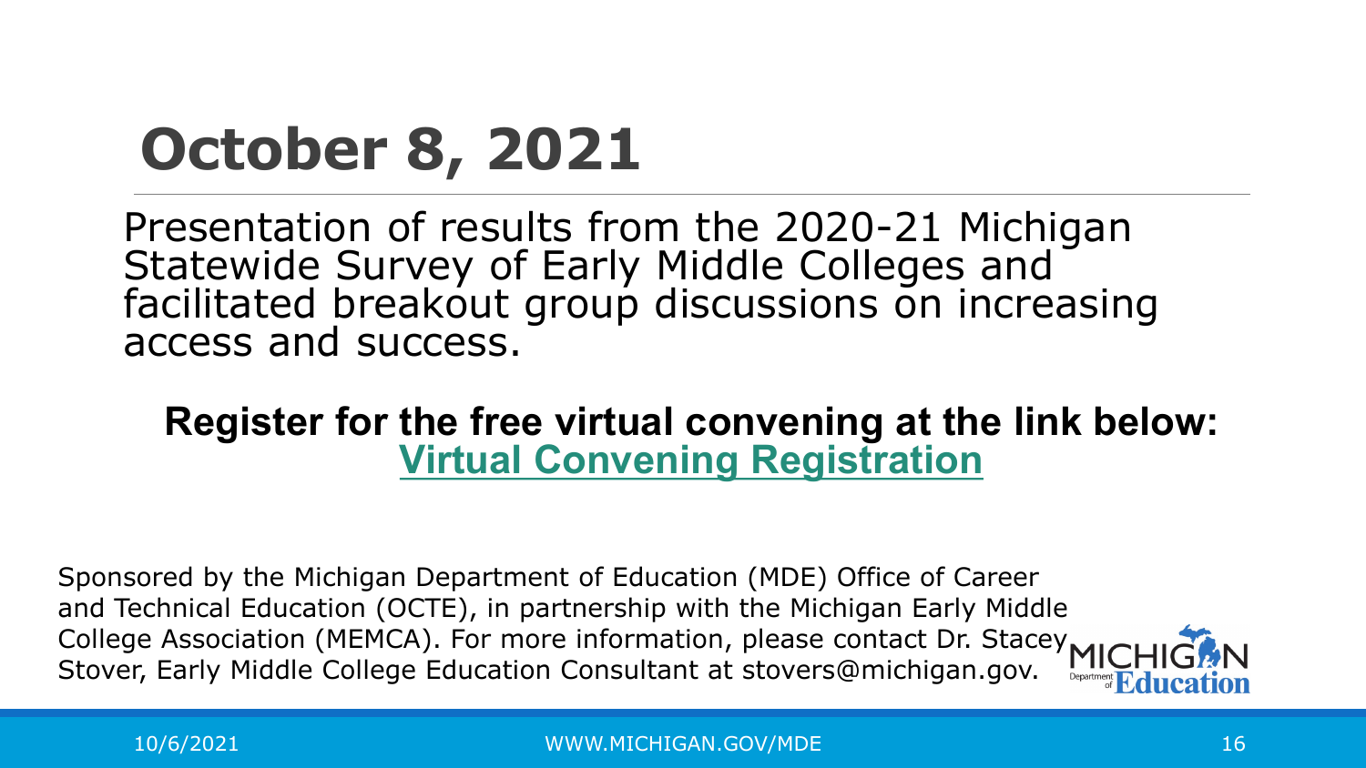# October 8, 2021

Presentation of results from the 2020-21 Michigan Statewide Survey of Early Middle Colleges and facilitated breakout group discussions on increasing access and success.

**Register for the free virtual convening at the link below:**
**Virtual Convening Registration**

Sponsored by the Michigan Department of Education (MDE) Office of Career and Technical Education (OCTE), in partnership with the Michigan Early Middle College Association (MEMCA). For more information, please contact Dr. Stacey Stover, Early Middle College Education Consultant at stovers@michigan.gov.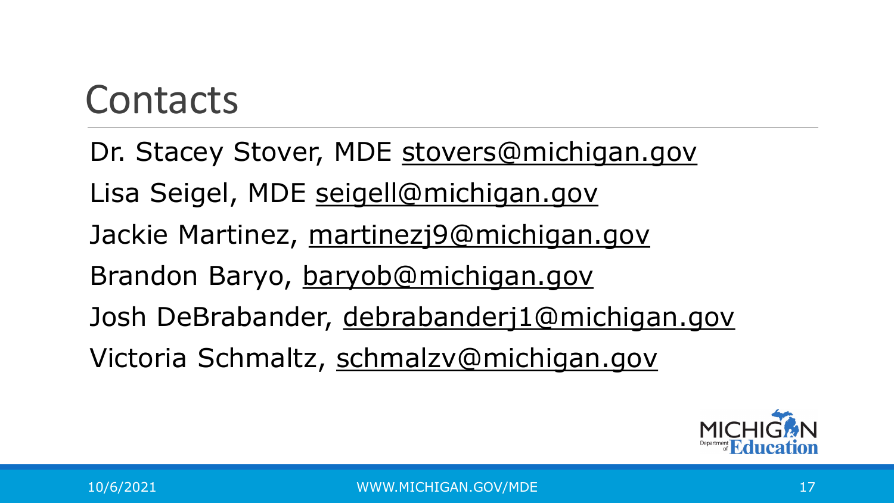# Contacts

Dr. Stacey Stover, MDE stovers@michigan.gov

Lisa Seigel, MDE seigell@michigan.gov

Jackie Martinez, martinezj9@michigan.gov

Brandon Baryo, baryob@michigan.gov

Josh DeBrabander, debrabanderj1@michigan.gov

Victoria Schmaltz, schmalzv@michigan.gov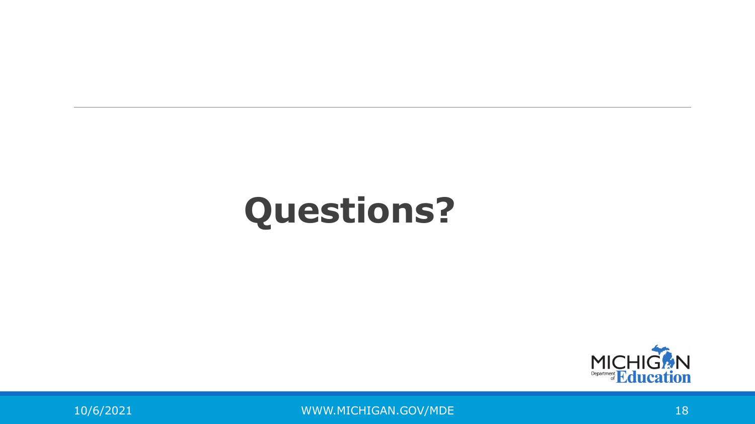# Questions?